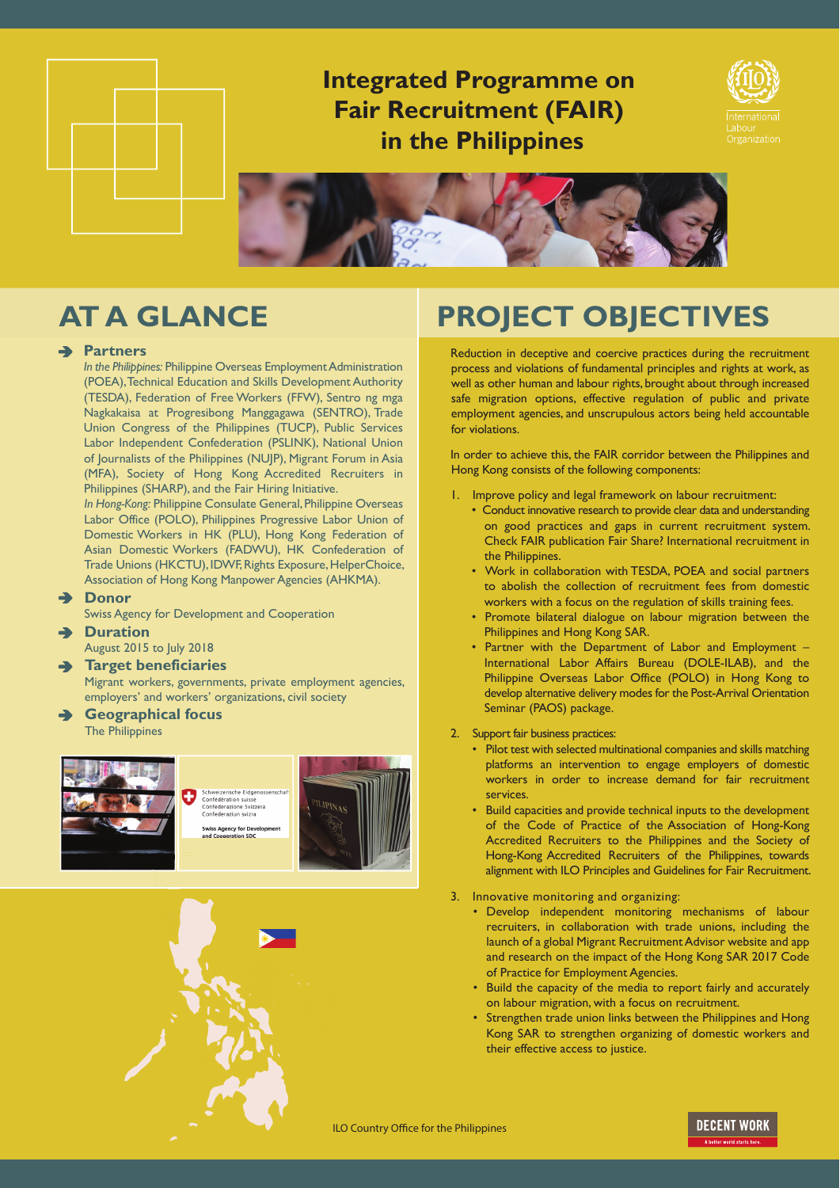# Integrated Programme on Fair Recruitment (FAIR) in the Philippines

International Labour Organization

## AT A GLANCE

➔ **Partners**

*In the Philippines:* Philippine Overseas Employment Administration (POEA), Technical Education and Skills Development Authority (TESDA), Federation of Free Workers (FFW), Sentro ng mga Nagkakaisa at Progresibong Manggagawa (SENTRO), Trade Union Congress of the Philippines (TUCP), Public Services Labor Independent Confederation (PSLINK), National Union of Journalists of the Philippines (NUJP), Migrant Forum in Asia (MFA), Society of Hong Kong Accredited Recruiters in Philippines (SHARP), and the Fair Hiring Initiative.

*In Hong-Kong:* Philippine Consulate General, Philippine Overseas Labor Office (POLO), Philippines Progressive Labor Union of Domestic Workers in HK (PLU), Hong Kong Federation of Asian Domestic Workers (FADWU), HK Confederation of Trade Unions (HKCTU), IDWF, Rights Exposure, HelperChoice, Association of Hong Kong Manpower Agencies (AHKMA).

➔ **Donor**

Swiss Agency for Development and Cooperation

➔ **Duration**

August 2015 to July 2018

➔ **Target beneficiaries**

Migrant workers, governments, private employment agencies, employers' and workers' organizations, civil society

➔ **Geographical focus**

The Philippines

## PROJECT OBJECTIVES

Reduction in deceptive and coercive practices during the recruitment process and violations of fundamental principles and rights at work, as well as other human and labour rights, brought about through increased safe migration options, effective regulation of public and private employment agencies, and unscrupulous actors being held accountable for violations.

In order to achieve this, the FAIR corridor between the Philippines and Hong Kong consists of the following components:

1. Improve policy and legal framework on labour recruitment:
   - Conduct innovative research to provide clear data and understanding on good practices and gaps in current recruitment system. Check FAIR publication Fair Share? International recruitment in the Philippines.
   - Work in collaboration with TESDA, POEA and social partners to abolish the collection of recruitment fees from domestic workers with a focus on the regulation of skills training fees.
   - Promote bilateral dialogue on labour migration between the Philippines and Hong Kong SAR.
   - Partner with the Department of Labor and Employment – International Labor Affairs Bureau (DOLE-ILAB), and the Philippine Overseas Labor Office (POLO) in Hong Kong to develop alternative delivery modes for the Post-Arrival Orientation Seminar (PAOS) package.

2. Support fair business practices:
   - Pilot test with selected multinational companies and skills matching platforms an intervention to engage employers of domestic workers in order to increase demand for fair recruitment services.
   - Build capacities and provide technical inputs to the development of the Code of Practice of the Association of Hong-Kong Accredited Recruiters to the Philippines and the Society of Hong-Kong Accredited Recruiters of the Philippines, towards alignment with ILO Principles and Guidelines for Fair Recruitment.

3. Innovative monitoring and organizing:
   - Develop independent monitoring mechanisms of labour recruiters, in collaboration with trade unions, including the launch of a global Migrant Recruitment Advisor website and app and research on the impact of the Hong Kong SAR 2017 Code of Practice for Employment Agencies.
   - Build the capacity of the media to report fairly and accurately on labour migration, with a focus on recruitment.
   - Strengthen trade union links between the Philippines and Hong Kong SAR to strengthen organizing of domestic workers and their effective access to justice.

ILO Country Office for the Philippines

DECENT WORK
A better world starts here.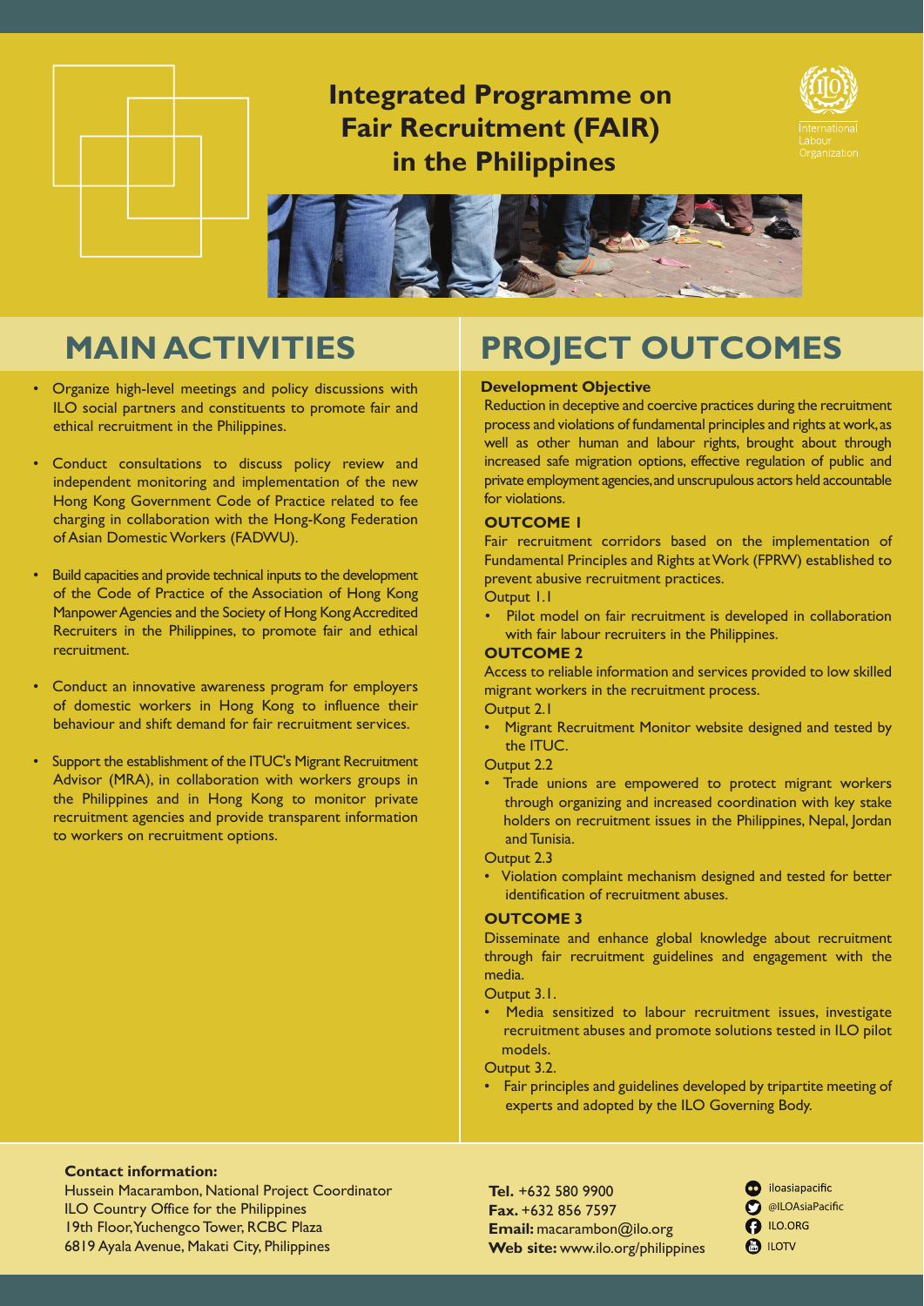# Integrated Programme on Fair Recruitment (FAIR) in the Philippines

International Labour Organization

## MAIN ACTIVITIES

- Organize high-level meetings and policy discussions with ILO social partners and constituents to promote fair and ethical recruitment in the Philippines.
- Conduct consultations to discuss policy review and independent monitoring and implementation of the new Hong Kong Government Code of Practice related to fee charging in collaboration with the Hong-Kong Federation of Asian Domestic Workers (FADWU).
- Build capacities and provide technical inputs to the development of the Code of Practice of the Association of Hong Kong Manpower Agencies and the Society of Hong Kong Accredited Recruiters in the Philippines, to promote fair and ethical recruitment.
- Conduct an innovative awareness program for employers of domestic workers in Hong Kong to influence their behaviour and shift demand for fair recruitment services.
- Support the establishment of the ITUC's Migrant Recruitment Advisor (MRA), in collaboration with workers groups in the Philippines and in Hong Kong to monitor private recruitment agencies and provide transparent information to workers on recruitment options.

## PROJECT OUTCOMES

**Development Objective**

Reduction in deceptive and coercive practices during the recruitment process and violations of fundamental principles and rights at work, as well as other human and labour rights, brought about through increased safe migration options, effective regulation of public and private employment agencies, and unscrupulous actors held accountable for violations.

**OUTCOME 1**

Fair recruitment corridors based on the implementation of Fundamental Principles and Rights at Work (FPRW) established to prevent abusive recruitment practices.

Output 1.1

- Pilot model on fair recruitment is developed in collaboration with fair labour recruiters in the Philippines.

**OUTCOME 2**

Access to reliable information and services provided to low skilled migrant workers in the recruitment process.

Output 2.1

- Migrant Recruitment Monitor website designed and tested by the ITUC.

Output 2.2

- Trade unions are empowered to protect migrant workers through organizing and increased coordination with key stake holders on recruitment issues in the Philippines, Nepal, Jordan and Tunisia.

Output 2.3

- Violation complaint mechanism designed and tested for better identification of recruitment abuses.

**OUTCOME 3**

Disseminate and enhance global knowledge about recruitment through fair recruitment guidelines and engagement with the media.

Output 3.1.

- Media sensitized to labour recruitment issues, investigate recruitment abuses and promote solutions tested in ILO pilot models.

Output 3.2.

- Fair principles and guidelines developed by tripartite meeting of experts and adopted by the ILO Governing Body.

**Contact information:**

Hussein Macarambon, National Project Coordinator
ILO Country Office for the Philippines
19th Floor, Yuchengco Tower, RCBC Plaza
6819 Ayala Avenue, Makati City, Philippines

**Tel.** +632 580 9900
**Fax.** +632 856 7597
**Email:** macarambon@ilo.org
**Web site:** www.ilo.org/philippines

iloasiapacific
@ILOAsiaPacific
ILO.ORG
ILOTV